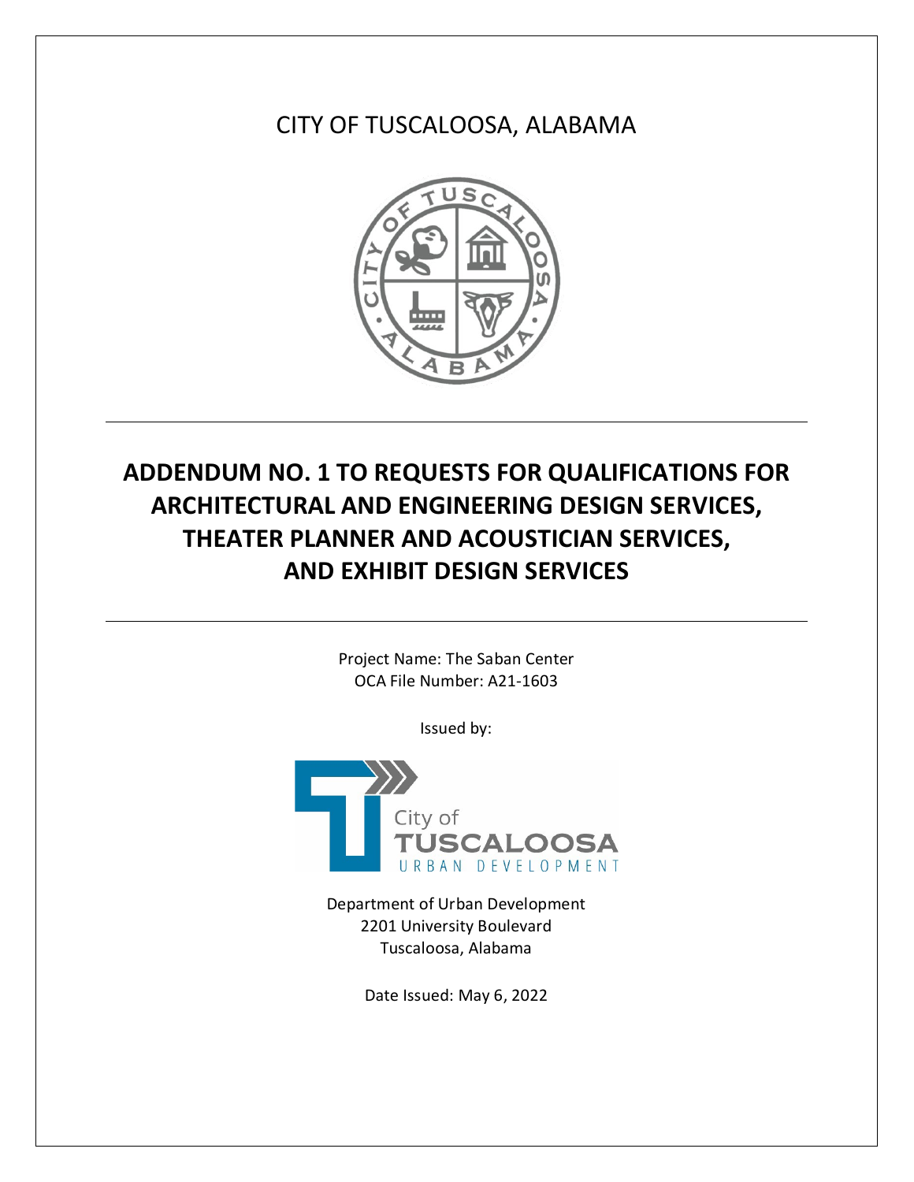CITY OF TUSCALOOSA, ALABAMA

# ADDENDUM NO. 1 TO REQUESTS FOR QUALIFICATIONS FOR ARCHITECTURAL AND ENGINEERING DESIGN SERVICES, THEATER PLANNER AND ACOUSTICIAN SERVICES, AND EXHIBIT DESIGN SERVICES

Project Name: The Saban Center
OCA File Number: A21-1603

Issued by:

City of
TUSCALOOSA
URBAN DEVELOPMENT

Department of Urban Development
2201 University Boulevard
Tuscaloosa, Alabama

Date Issued: May 6, 2022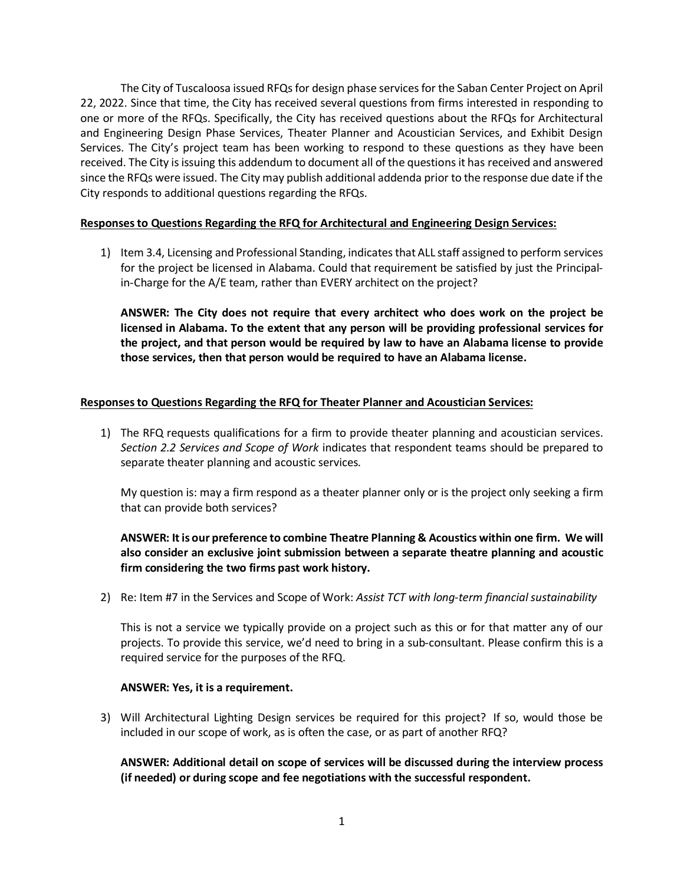The City of Tuscaloosa issued RFQs for design phase services for the Saban Center Project on April 22, 2022. Since that time, the City has received several questions from firms interested in responding to one or more of the RFQs. Specifically, the City has received questions about the RFQs for Architectural and Engineering Design Phase Services, Theater Planner and Acoustician Services, and Exhibit Design Services. The City's project team has been working to respond to these questions as they have been received. The City is issuing this addendum to document all of the questions it has received and answered since the RFQs were issued. The City may publish additional addenda prior to the response due date if the City responds to additional questions regarding the RFQs.

**<u>Responses to Questions Regarding the RFQ for Architectural and Engineering Design Services:</u>**

1) Item 3.4, Licensing and Professional Standing, indicates that ALL staff assigned to perform services for the project be licensed in Alabama. Could that requirement be satisfied by just the Principal-in-Charge for the A/E team, rather than EVERY architect on the project?

   **ANSWER: The City does not require that every architect who does work on the project be licensed in Alabama. To the extent that any person will be providing professional services for the project, and that person would be required by law to have an Alabama license to provide those services, then that person would be required to have an Alabama license.**

**<u>Responses to Questions Regarding the RFQ for Theater Planner and Acoustician Services:</u>**

1) The RFQ requests qualifications for a firm to provide theater planning and acoustician services. *Section 2.2 Services and Scope of Work* indicates that respondent teams should be prepared to separate theater planning and acoustic services.

   My question is: may a firm respond as a theater planner only or is the project only seeking a firm that can provide both services?

   **ANSWER: It is our preference to combine Theatre Planning & Acoustics within one firm. We will also consider an exclusive joint submission between a separate theatre planning and acoustic firm considering the two firms past work history.**

2) Re: Item #7 in the Services and Scope of Work: *Assist TCT with long-term financial sustainability*

   This is not a service we typically provide on a project such as this or for that matter any of our projects. To provide this service, we'd need to bring in a sub-consultant. Please confirm this is a required service for the purposes of the RFQ.

   **ANSWER: Yes, it is a requirement.**

3) Will Architectural Lighting Design services be required for this project? If so, would those be included in our scope of work, as is often the case, or as part of another RFQ?

   **ANSWER: Additional detail on scope of services will be discussed during the interview process (if needed) or during scope and fee negotiations with the successful respondent.**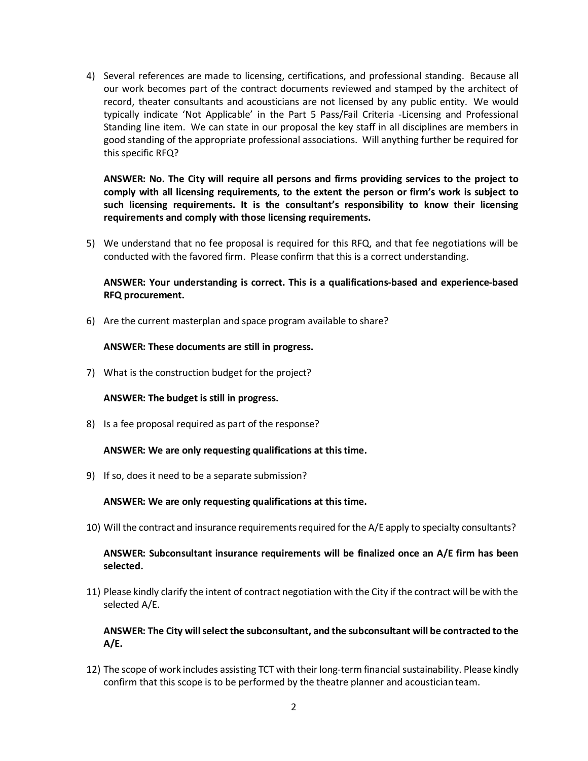4) Several references are made to licensing, certifications, and professional standing. Because all our work becomes part of the contract documents reviewed and stamped by the architect of record, theater consultants and acousticians are not licensed by any public entity. We would typically indicate 'Not Applicable' in the Part 5 Pass/Fail Criteria -Licensing and Professional Standing line item. We can state in our proposal the key staff in all disciplines are members in good standing of the appropriate professional associations. Will anything further be required for this specific RFQ?

   **ANSWER: No. The City will require all persons and firms providing services to the project to comply with all licensing requirements, to the extent the person or firm's work is subject to such licensing requirements. It is the consultant's responsibility to know their licensing requirements and comply with those licensing requirements.**

5) We understand that no fee proposal is required for this RFQ, and that fee negotiations will be conducted with the favored firm. Please confirm that this is a correct understanding.

   **ANSWER: Your understanding is correct. This is a qualifications-based and experience-based RFQ procurement.**

6) Are the current masterplan and space program available to share?

   **ANSWER: These documents are still in progress.**

7) What is the construction budget for the project?

   **ANSWER: The budget is still in progress.**

8) Is a fee proposal required as part of the response?

   **ANSWER: We are only requesting qualifications at this time.**

9) If so, does it need to be a separate submission?

   **ANSWER: We are only requesting qualifications at this time.**

10) Will the contract and insurance requirements required for the A/E apply to specialty consultants?

    **ANSWER: Subconsultant insurance requirements will be finalized once an A/E firm has been selected.**

11) Please kindly clarify the intent of contract negotiation with the City if the contract will be with the selected A/E.

    **ANSWER: The City will select the subconsultant, and the subconsultant will be contracted to the A/E.**

12) The scope of work includes assisting TCT with their long-term financial sustainability. Please kindly confirm that this scope is to be performed by the theatre planner and acoustician team.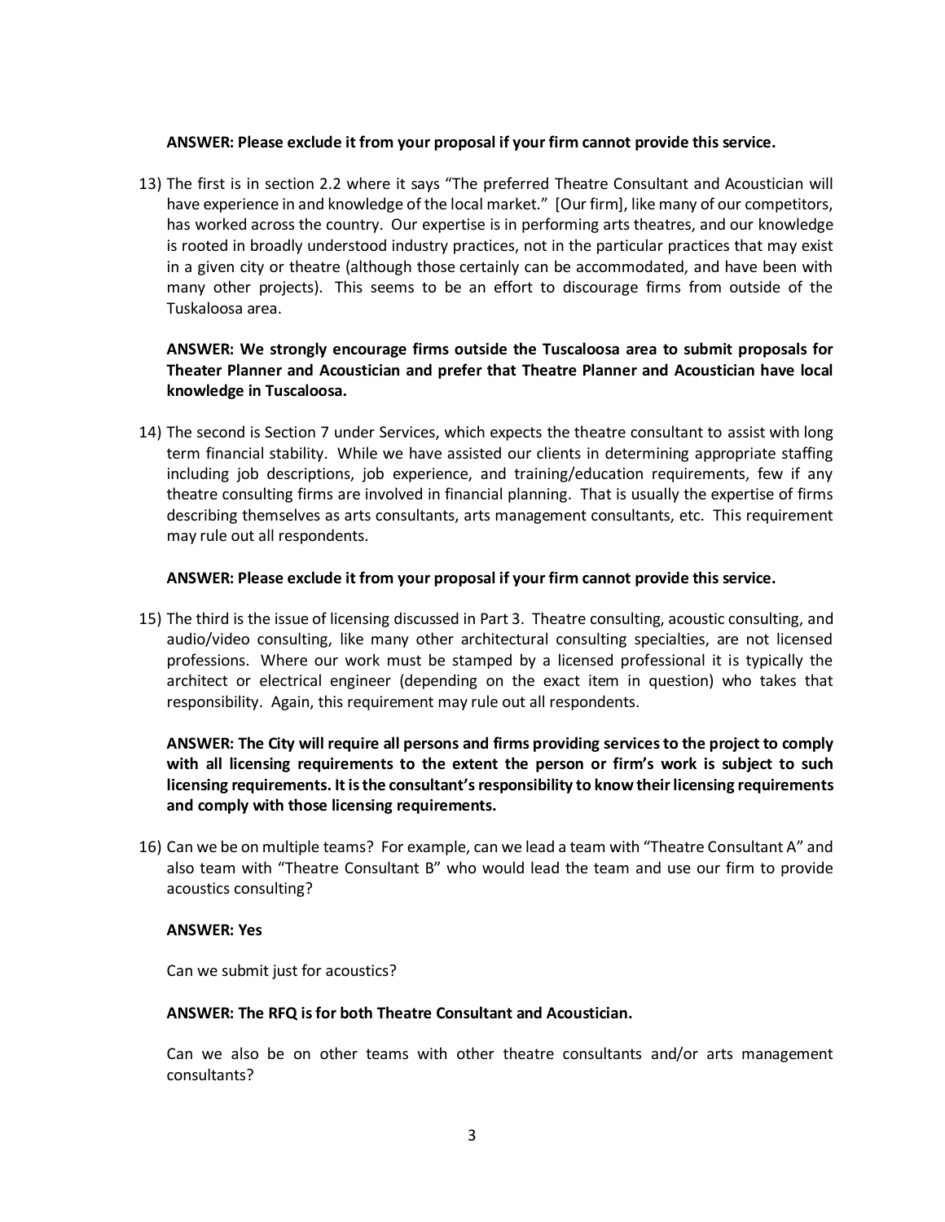**ANSWER: Please exclude it from your proposal if your firm cannot provide this service.**

13) The first is in section 2.2 where it says "The preferred Theatre Consultant and Acoustician will have experience in and knowledge of the local market." [Our firm], like many of our competitors, has worked across the country. Our expertise is in performing arts theatres, and our knowledge is rooted in broadly understood industry practices, not in the particular practices that may exist in a given city or theatre (although those certainly can be accommodated, and have been with many other projects). This seems to be an effort to discourage firms from outside of the Tuskaloosa area.

    **ANSWER: We strongly encourage firms outside the Tuscaloosa area to submit proposals for Theater Planner and Acoustician and prefer that Theatre Planner and Acoustician have local knowledge in Tuscaloosa.**

14) The second is Section 7 under Services, which expects the theatre consultant to assist with long term financial stability. While we have assisted our clients in determining appropriate staffing including job descriptions, job experience, and training/education requirements, few if any theatre consulting firms are involved in financial planning. That is usually the expertise of firms describing themselves as arts consultants, arts management consultants, etc. This requirement may rule out all respondents.

    **ANSWER: Please exclude it from your proposal if your firm cannot provide this service.**

15) The third is the issue of licensing discussed in Part 3. Theatre consulting, acoustic consulting, and audio/video consulting, like many other architectural consulting specialties, are not licensed professions. Where our work must be stamped by a licensed professional it is typically the architect or electrical engineer (depending on the exact item in question) who takes that responsibility. Again, this requirement may rule out all respondents.

    **ANSWER: The City will require all persons and firms providing services to the project to comply with all licensing requirements to the extent the person or firm's work is subject to such licensing requirements. It is the consultant's responsibility to know their licensing requirements and comply with those licensing requirements.**

16) Can we be on multiple teams? For example, can we lead a team with "Theatre Consultant A" and also team with "Theatre Consultant B" who would lead the team and use our firm to provide acoustics consulting?

    **ANSWER: Yes**

    Can we submit just for acoustics?

    **ANSWER: The RFQ is for both Theatre Consultant and Acoustician.**

    Can we also be on other teams with other theatre consultants and/or arts management consultants?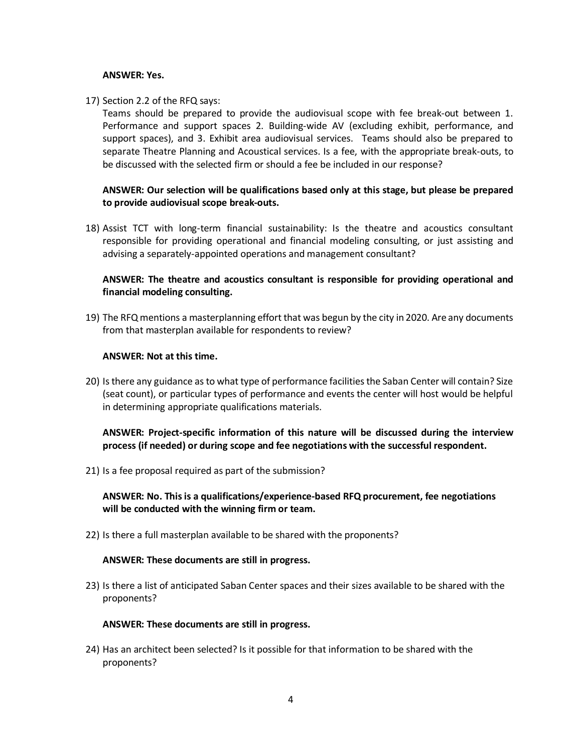**ANSWER: Yes.**

17) Section 2.2 of the RFQ says:
    Teams should be prepared to provide the audiovisual scope with fee break-out between 1. Performance and support spaces 2. Building-wide AV (excluding exhibit, performance, and support spaces), and 3. Exhibit area audiovisual services. Teams should also be prepared to separate Theatre Planning and Acoustical services. Is a fee, with the appropriate break-outs, to be discussed with the selected firm or should a fee be included in our response?

    **ANSWER: Our selection will be qualifications based only at this stage, but please be prepared to provide audiovisual scope break-outs.**

18) Assist TCT with long-term financial sustainability: Is the theatre and acoustics consultant responsible for providing operational and financial modeling consulting, or just assisting and advising a separately-appointed operations and management consultant?

    **ANSWER: The theatre and acoustics consultant is responsible for providing operational and financial modeling consulting.**

19) The RFQ mentions a masterplanning effort that was begun by the city in 2020. Are any documents from that masterplan available for respondents to review?

    **ANSWER: Not at this time.**

20) Is there any guidance as to what type of performance facilities the Saban Center will contain? Size (seat count), or particular types of performance and events the center will host would be helpful in determining appropriate qualifications materials.

    **ANSWER: Project-specific information of this nature will be discussed during the interview process (if needed) or during scope and fee negotiations with the successful respondent.**

21) Is a fee proposal required as part of the submission?

    **ANSWER: No. This is a qualifications/experience-based RFQ procurement, fee negotiations will be conducted with the winning firm or team.**

22) Is there a full masterplan available to be shared with the proponents?

    **ANSWER: These documents are still in progress.**

23) Is there a list of anticipated Saban Center spaces and their sizes available to be shared with the proponents?

    **ANSWER: These documents are still in progress.**

24) Has an architect been selected? Is it possible for that information to be shared with the proponents?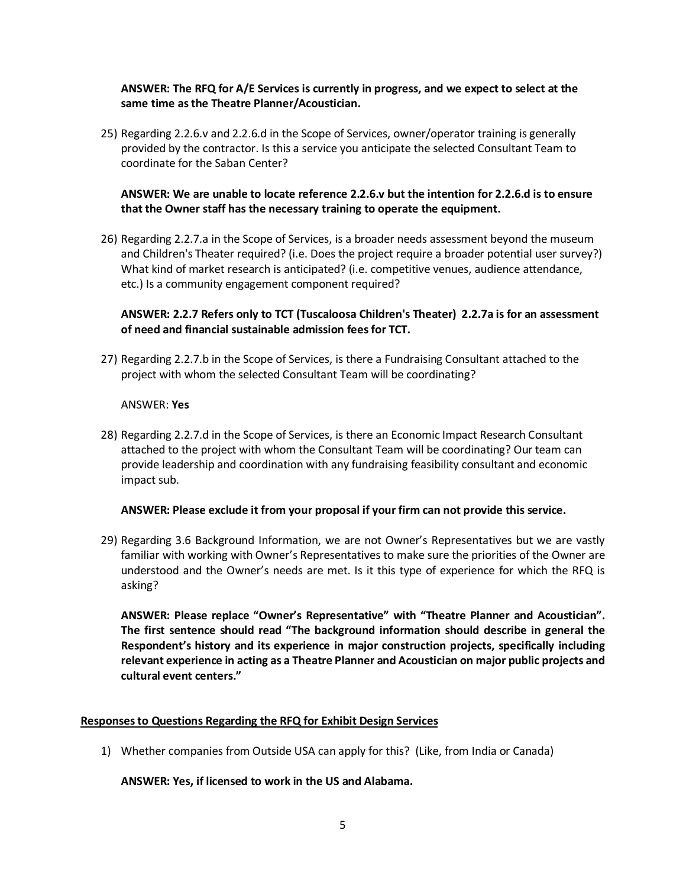**ANSWER: The RFQ for A/E Services is currently in progress, and we expect to select at the same time as the Theatre Planner/Acoustician.**

25) Regarding 2.2.6.v and 2.2.6.d in the Scope of Services, owner/operator training is generally provided by the contractor. Is this a service you anticipate the selected Consultant Team to coordinate for the Saban Center?

    **ANSWER: We are unable to locate reference 2.2.6.v but the intention for 2.2.6.d is to ensure that the Owner staff has the necessary training to operate the equipment.**

26) Regarding 2.2.7.a in the Scope of Services, ~~i~~s a broader needs assessment beyond the museum and Children's Theater required? (i.e. Does the project require a broader potential user survey?) What kind of market research is anticipated? (i.e. competitive venues, audience attendance, etc.) Is a community engagement component required?

    **ANSWER: 2.2.7 Refers only to TCT (Tuscaloosa Children's Theater) 2.2.7a is for an assessment of need and financial sustainable admission fees for TCT.**

27) Regarding 2.2.7.b in the Scope of Services, is there a Fundraising Consultant attached to the project with whom the selected Consultant Team will be coordinating?

    ANSWER: **Yes**

28) Regarding 2.2.7.d in the Scope of Services, is there an Economic Impact Research Consultant attached to the project with whom the Consultant Team will be coordinating? Our team can provide leadership and coordination with any fundraising feasibility consultant and economic impact sub.

    **ANSWER: Please exclude it from your proposal if your firm can not provide this service.**

29) Regarding 3.6 Background Information, we are not Owner's Representatives but we are vastly familiar with working with Owner's Representatives to make sure the priorities of the Owner are understood and the Owner's needs are met. Is it this type of experience for which the RFQ is asking?

    **ANSWER: Please replace "Owner's Representative" with "Theatre Planner and Acoustician". The first sentence should read "The background information should describe in general the Respondent's history and its experience in major construction projects, specifically including relevant experience in acting as a Theatre Planner and Acoustician on major public projects and cultural event centers."**

**<u>Responses to Questions Regarding the RFQ for Exhibit Design Services</u>**

1) Whether companies from Outside USA can apply for this? (Like, from India or Canada)

    **ANSWER: Yes, if licensed to work in the US and Alabama.**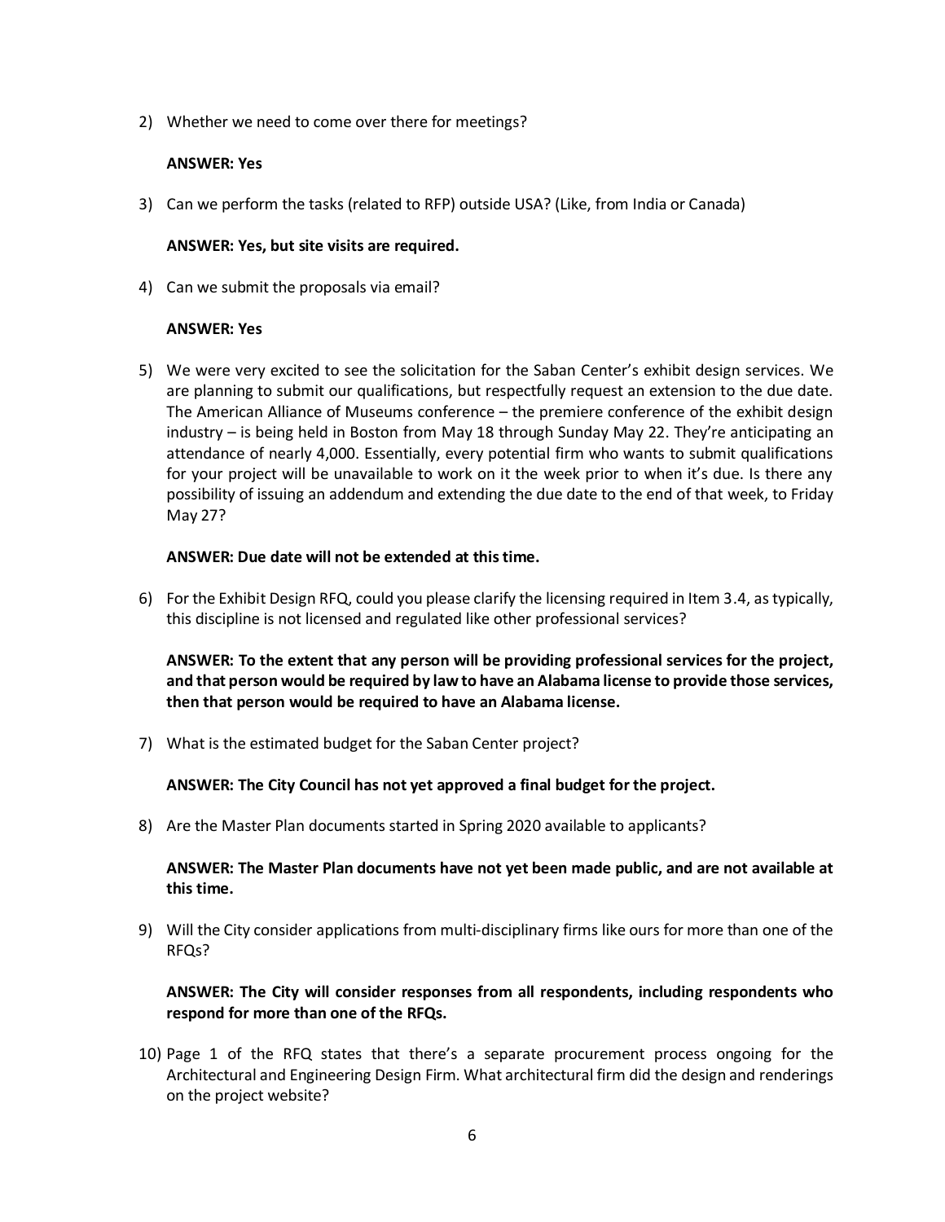2) Whether we need to come over there for meetings?

   **ANSWER: Yes**

3) Can we perform the tasks (related to RFP) outside USA? (Like, from India or Canada)

   **ANSWER: Yes, but site visits are required.**

4) Can we submit the proposals via email?

   **ANSWER: Yes**

5) We were very excited to see the solicitation for the Saban Center's exhibit design services. We are planning to submit our qualifications, but respectfully request an extension to the due date. The American Alliance of Museums conference – the premiere conference of the exhibit design industry – is being held in Boston from May 18 through Sunday May 22. They're anticipating an attendance of nearly 4,000. Essentially, every potential firm who wants to submit qualifications for your project will be unavailable to work on it the week prior to when it's due. Is there any possibility of issuing an addendum and extending the due date to the end of that week, to Friday May 27?

   **ANSWER: Due date will not be extended at this time.**

6) For the Exhibit Design RFQ, could you please clarify the licensing required in Item 3.4, as typically, this discipline is not licensed and regulated like other professional services?

   **ANSWER: To the extent that any person will be providing professional services for the project, and that person would be required by law to have an Alabama license to provide those services, then that person would be required to have an Alabama license.**

7) What is the estimated budget for the Saban Center project?

   **ANSWER: The City Council has not yet approved a final budget for the project.**

8) Are the Master Plan documents started in Spring 2020 available to applicants?

   **ANSWER: The Master Plan documents have not yet been made public, and are not available at this time.**

9) Will the City consider applications from multi-disciplinary firms like ours for more than one of the RFQs?

   **ANSWER: The City will consider responses from all respondents, including respondents who respond for more than one of the RFQs.**

10) Page 1 of the RFQ states that there's a separate procurement process ongoing for the Architectural and Engineering Design Firm. What architectural firm did the design and renderings on the project website?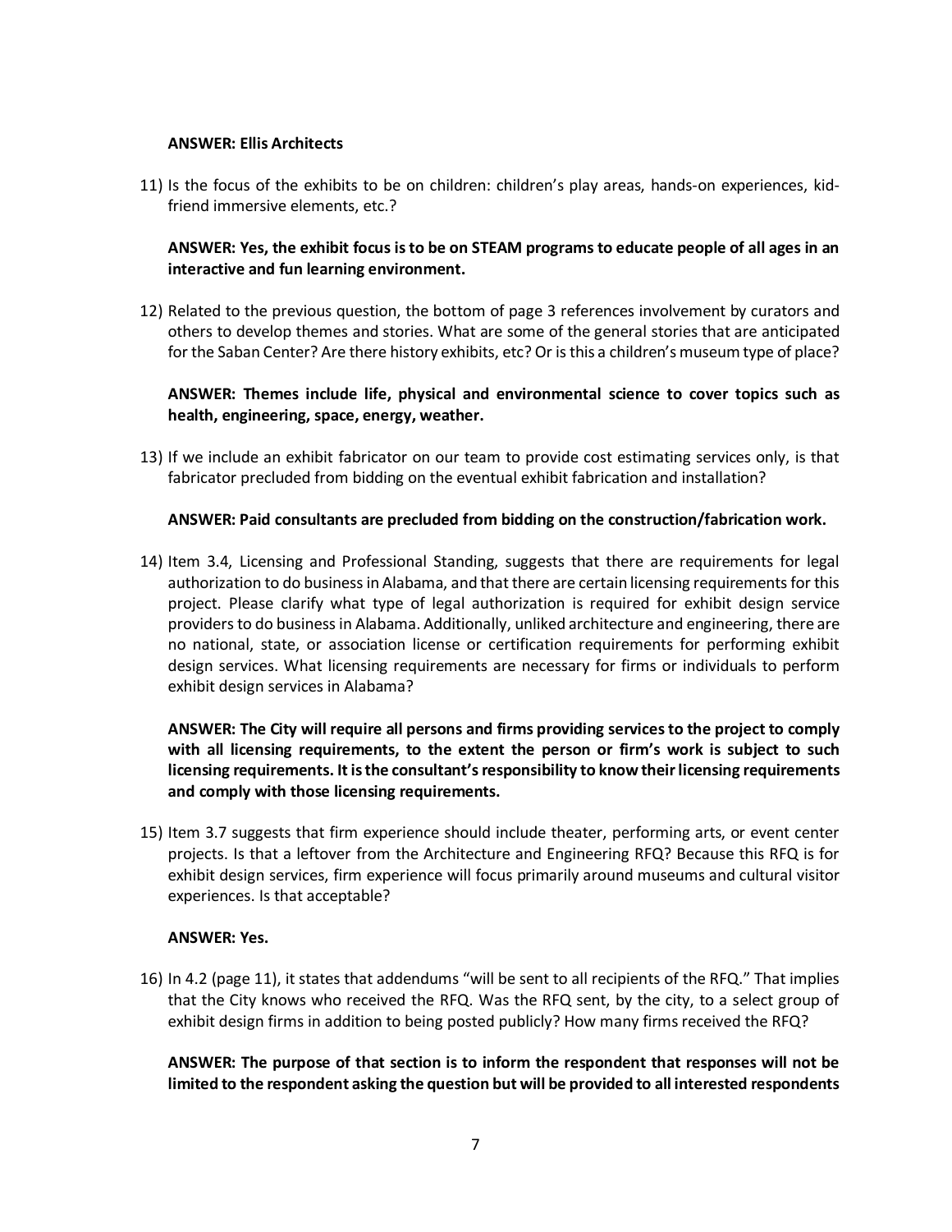**ANSWER: Ellis Architects**

11) Is the focus of the exhibits to be on children: children's play areas, hands-on experiences, kid-friend immersive elements, etc.?

    **ANSWER: Yes, the exhibit focus is to be on STEAM programs to educate people of all ages in an interactive and fun learning environment.**

12) Related to the previous question, the bottom of page 3 references involvement by curators and others to develop themes and stories. What are some of the general stories that are anticipated for the Saban Center? Are there history exhibits, etc? Or is this a children's museum type of place?

    **ANSWER: Themes include life, physical and environmental science to cover topics such as health, engineering, space, energy, weather.**

13) If we include an exhibit fabricator on our team to provide cost estimating services only, is that fabricator precluded from bidding on the eventual exhibit fabrication and installation?

    **ANSWER: Paid consultants are precluded from bidding on the construction/fabrication work.**

14) Item 3.4, Licensing and Professional Standing, suggests that there are requirements for legal authorization to do business in Alabama, and that there are certain licensing requirements for this project. Please clarify what type of legal authorization is required for exhibit design service providers to do business in Alabama. Additionally, unliked architecture and engineering, there are no national, state, or association license or certification requirements for performing exhibit design services. What licensing requirements are necessary for firms or individuals to perform exhibit design services in Alabama?

    **ANSWER: The City will require all persons and firms providing services to the project to comply with all licensing requirements, to the extent the person or firm's work is subject to such licensing requirements. It is the consultant's responsibility to know their licensing requirements and comply with those licensing requirements.**

15) Item 3.7 suggests that firm experience should include theater, performing arts, or event center projects. Is that a leftover from the Architecture and Engineering RFQ? Because this RFQ is for exhibit design services, firm experience will focus primarily around museums and cultural visitor experiences. Is that acceptable?

    **ANSWER: Yes.**

16) In 4.2 (page 11), it states that addendums "will be sent to all recipients of the RFQ." That implies that the City knows who received the RFQ. Was the RFQ sent, by the city, to a select group of exhibit design firms in addition to being posted publicly? How many firms received the RFQ?

    **ANSWER: The purpose of that section is to inform the respondent that responses will not be limited to the respondent asking the question but will be provided to all interested respondents**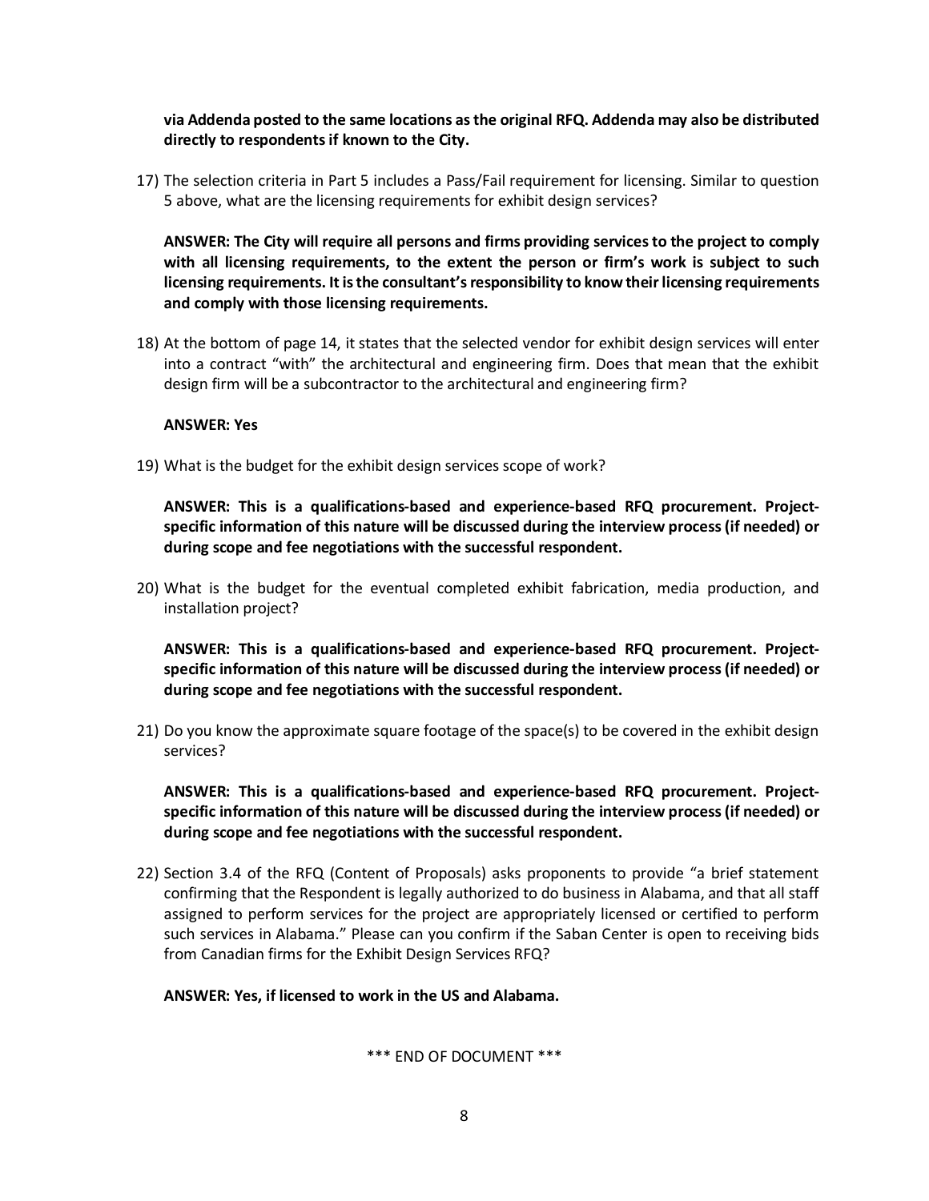**via Addenda posted to the same locations as the original RFQ. Addenda may also be distributed directly to respondents if known to the City.**

17) The selection criteria in Part 5 includes a Pass/Fail requirement for licensing. Similar to question 5 above, what are the licensing requirements for exhibit design services?

    **ANSWER: The City will require all persons and firms providing services to the project to comply with all licensing requirements, to the extent the person or firm's work is subject to such licensing requirements. It is the consultant's responsibility to know their licensing requirements and comply with those licensing requirements.**

18) At the bottom of page 14, it states that the selected vendor for exhibit design services will enter into a contract "with" the architectural and engineering firm. Does that mean that the exhibit design firm will be a subcontractor to the architectural and engineering firm?

    **ANSWER: Yes**

19) What is the budget for the exhibit design services scope of work?

    **ANSWER: This is a qualifications-based and experience-based RFQ procurement. Project-specific information of this nature will be discussed during the interview process (if needed) or during scope and fee negotiations with the successful respondent.**

20) What is the budget for the eventual completed exhibit fabrication, media production, and installation project?

    **ANSWER: This is a qualifications-based and experience-based RFQ procurement. Project-specific information of this nature will be discussed during the interview process (if needed) or during scope and fee negotiations with the successful respondent.**

21) Do you know the approximate square footage of the space(s) to be covered in the exhibit design services?

    **ANSWER: This is a qualifications-based and experience-based RFQ procurement. Project-specific information of this nature will be discussed during the interview process (if needed) or during scope and fee negotiations with the successful respondent.**

22) Section 3.4 of the RFQ (Content of Proposals) asks proponents to provide "a brief statement confirming that the Respondent is legally authorized to do business in Alabama, and that all staff assigned to perform services for the project are appropriately licensed or certified to perform such services in Alabama." Please can you confirm if the Saban Center is open to receiving bids from Canadian firms for the Exhibit Design Services RFQ?

    **ANSWER: Yes, if licensed to work in the US and Alabama.**

\*\*\* END OF DOCUMENT \*\*\*